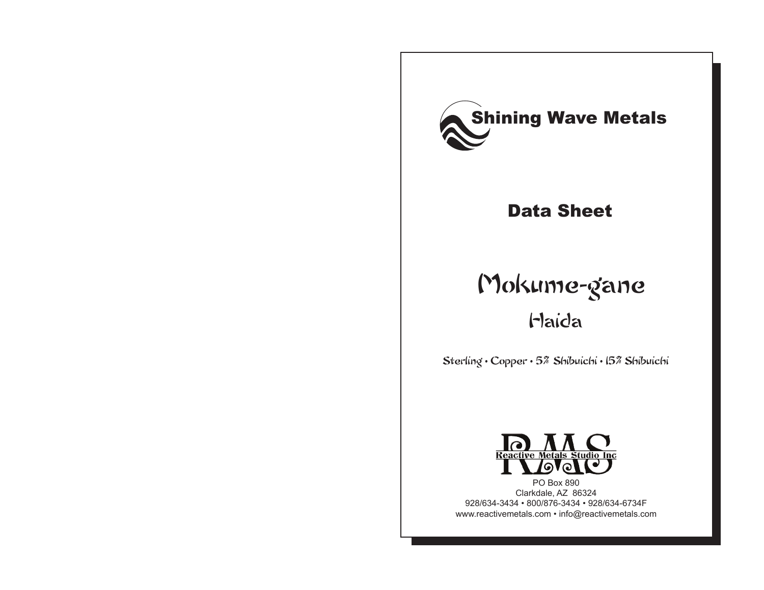Shining Wave Metals

## Data Sheet

# Mokume-gane

## Haida

Sterling • Copper • 5% Shibuichi • 15% Shibuichi

RMS
Reactive Metals Studio Inc

PO Box 890
Clarkdale, AZ 86324
928/634-3434 • 800/876-3434 • 928/634-6734F
www.reactivemetals.com • info@reactivemetals.com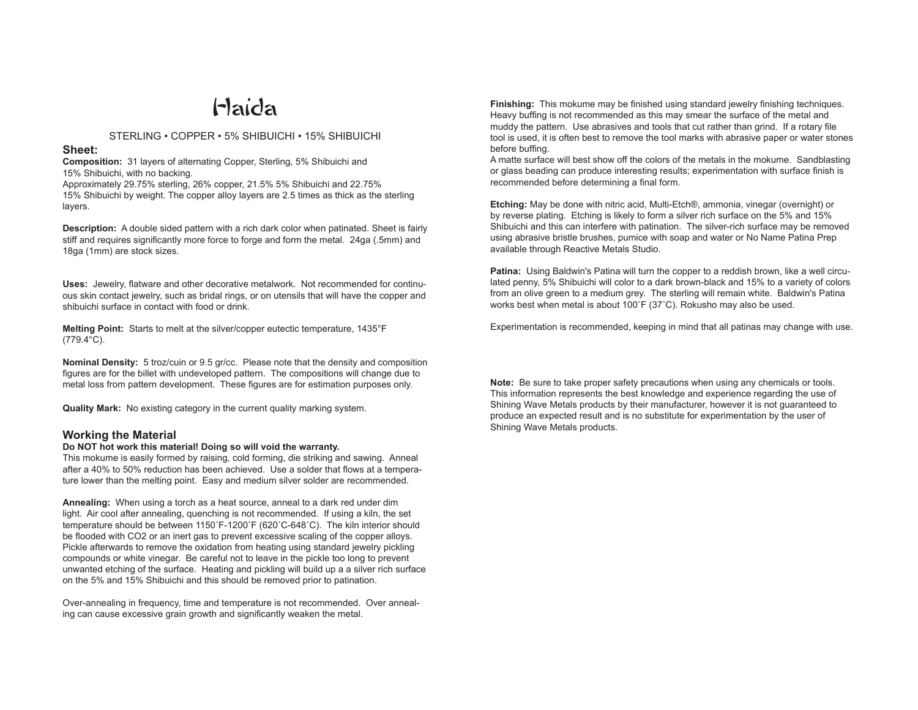# Haida

STERLING • COPPER • 5% SHIBUICHI • 15% SHIBUICHI

## Sheet:

**Composition:** 31 layers of alternating Copper, Sterling, 5% Shibuichi and 15% Shibuichi, with no backing.
Approximately 29.75% sterling, 26% copper, 21.5% 5% Shibuichi and 22.75% 15% Shibuichi by weight. The copper alloy layers are 2.5 times as thick as the sterling layers.

**Description:** A double sided pattern with a rich dark color when patinated. Sheet is fairly stiff and requires significantly more force to forge and form the metal. 24ga (.5mm) and 18ga (1mm) are stock sizes.

**Uses:** Jewelry, flatware and other decorative metalwork. Not recommended for continuous skin contact jewelry, such as bridal rings, or on utensils that will have the copper and shibuichi surface in contact with food or drink.

**Melting Point:** Starts to melt at the silver/copper eutectic temperature, 1435°F (779.4°C).

**Nominal Density:** 5 troz/cuin or 9.5 gr/cc. Please note that the density and composition figures are for the billet with undeveloped pattern. The compositions will change due to metal loss from pattern development. These figures are for estimation purposes only.

**Quality Mark:** No existing category in the current quality marking system.

## Working the Material

**Do NOT hot work this material! Doing so will void the warranty.**
This mokume is easily formed by raising, cold forming, die striking and sawing. Anneal after a 40% to 50% reduction has been achieved. Use a solder that flows at a temperature lower than the melting point. Easy and medium silver solder are recommended.

**Annealing:** When using a torch as a heat source, anneal to a dark red under dim light. Air cool after annealing, quenching is not recommended. If using a kiln, the set temperature should be between 1150˚F-1200˚F (620˚C-648˚C). The kiln interior should be flooded with CO2 or an inert gas to prevent excessive scaling of the copper alloys. Pickle afterwards to remove the oxidation from heating using standard jewelry pickling compounds or white vinegar. Be careful not to leave in the pickle too long to prevent unwanted etching of the surface. Heating and pickling will build up a a silver rich surface on the 5% and 15% Shibuichi and this should be removed prior to patination.

Over-annealing in frequency, time and temperature is not recommended. Over annealing can cause excessive grain growth and significantly weaken the metal.

**Finishing:** This mokume may be finished using standard jewelry finishing techniques. Heavy buffing is not recommended as this may smear the surface of the metal and muddy the pattern. Use abrasives and tools that cut rather than grind. If a rotary file tool is used, it is often best to remove the tool marks with abrasive paper or water stones before buffing.
A matte surface will best show off the colors of the metals in the mokume. Sandblasting or glass beading can produce interesting results; experimentation with surface finish is recommended before determining a final form.

**Etching:** May be done with nitric acid, Multi-Etch®, ammonia, vinegar (overnight) or by reverse plating. Etching is likely to form a silver rich surface on the 5% and 15% Shibuichi and this can interfere with patination. The silver-rich surface may be removed using abrasive bristle brushes, pumice with soap and water or No Name Patina Prep available through Reactive Metals Studio.

**Patina:** Using Baldwin's Patina will turn the copper to a reddish brown, like a well circulated penny, 5% Shibuichi will color to a dark brown-black and 15% to a variety of colors from an olive green to a medium grey. The sterling will remain white. Baldwin's Patina works best when metal is about 100˚F (37˚C). Rokusho may also be used.

Experimentation is recommended, keeping in mind that all patinas may change with use.

**Note:** Be sure to take proper safety precautions when using any chemicals or tools. This information represents the best knowledge and experience regarding the use of Shining Wave Metals products by their manufacturer, however it is not guaranteed to produce an expected result and is no substitute for experimentation by the user of Shining Wave Metals products.